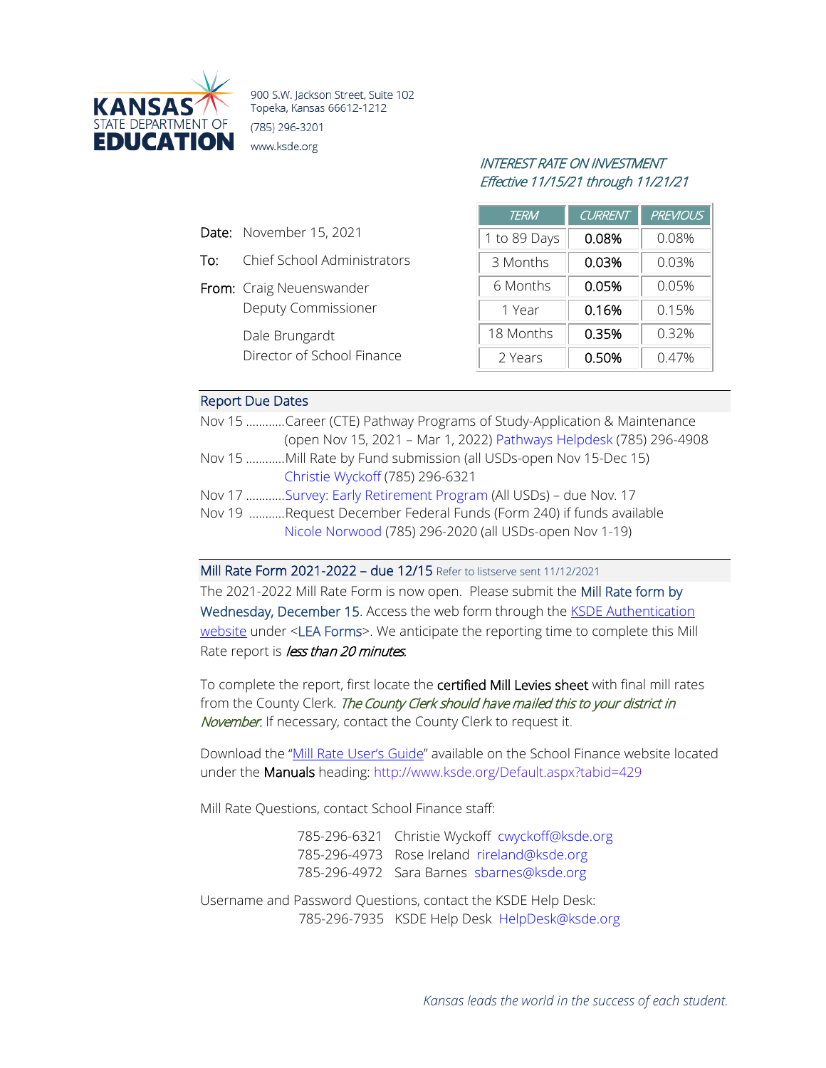**KANSAS STATE DEPARTMENT OF EDUCATION**

900 S.W. Jackson Street, Suite 102
Topeka, Kansas 66612-1212
(785) 296-3201
www.ksde.org

*INTEREST RATE ON INVESTMENT*
*Effective 11/15/21 through 11/21/21*

| TERM | CURRENT | PREVIOUS |
|---|---|---|
| 1 to 89 Days | 0.08% | 0.08% |
| 3 Months | 0.03% | 0.03% |
| 6 Months | 0.05% | 0.05% |
| 1 Year | 0.16% | 0.15% |
| 18 Months | 0.35% | 0.32% |
| 2 Years | 0.50% | 0.47% |

**Date:** November 15, 2021

**To:** Chief School Administrators

**From:** Craig Neuenswander
Deputy Commissioner

Dale Brungardt
Director of School Finance

## Report Due Dates

Nov 15 ............Career (CTE) Pathway Programs of Study-Application & Maintenance (open Nov 15, 2021 – Mar 1, 2022) Pathways Helpdesk (785) 296-4908

Nov 15 ............Mill Rate by Fund submission (all USDs-open Nov 15-Dec 15) Christie Wyckoff (785) 296-6321

Nov 17 ............Survey: Early Retirement Program (All USDs) – due Nov. 17

Nov 19 ...........Request December Federal Funds (Form 240) if funds available Nicole Norwood (785) 296-2020 (all USDs-open Nov 1-19)

## Mill Rate Form 2021-2022 – due 12/15 Refer to listserve sent 11/12/2021

The 2021-2022 Mill Rate Form is now open. Please submit the Mill Rate form by Wednesday, December 15. Access the web form through the KSDE Authentication website under <LEA Forms>. We anticipate the reporting time to complete this Mill Rate report is *less than 20 minutes*.

To complete the report, first locate the certified Mill Levies sheet with final mill rates from the County Clerk. *The County Clerk should have mailed this to your district in November.* If necessary, contact the County Clerk to request it.

Download the "Mill Rate User's Guide" available on the School Finance website located under the Manuals heading: http://www.ksde.org/Default.aspx?tabid=429

Mill Rate Questions, contact School Finance staff:

785-296-6321 Christie Wyckoff cwyckoff@ksde.org
785-296-4973 Rose Ireland rireland@ksde.org
785-296-4972 Sara Barnes sbarnes@ksde.org

Username and Password Questions, contact the KSDE Help Desk:
785-296-7935 KSDE Help Desk HelpDesk@ksde.org

*Kansas leads the world in the success of each student.*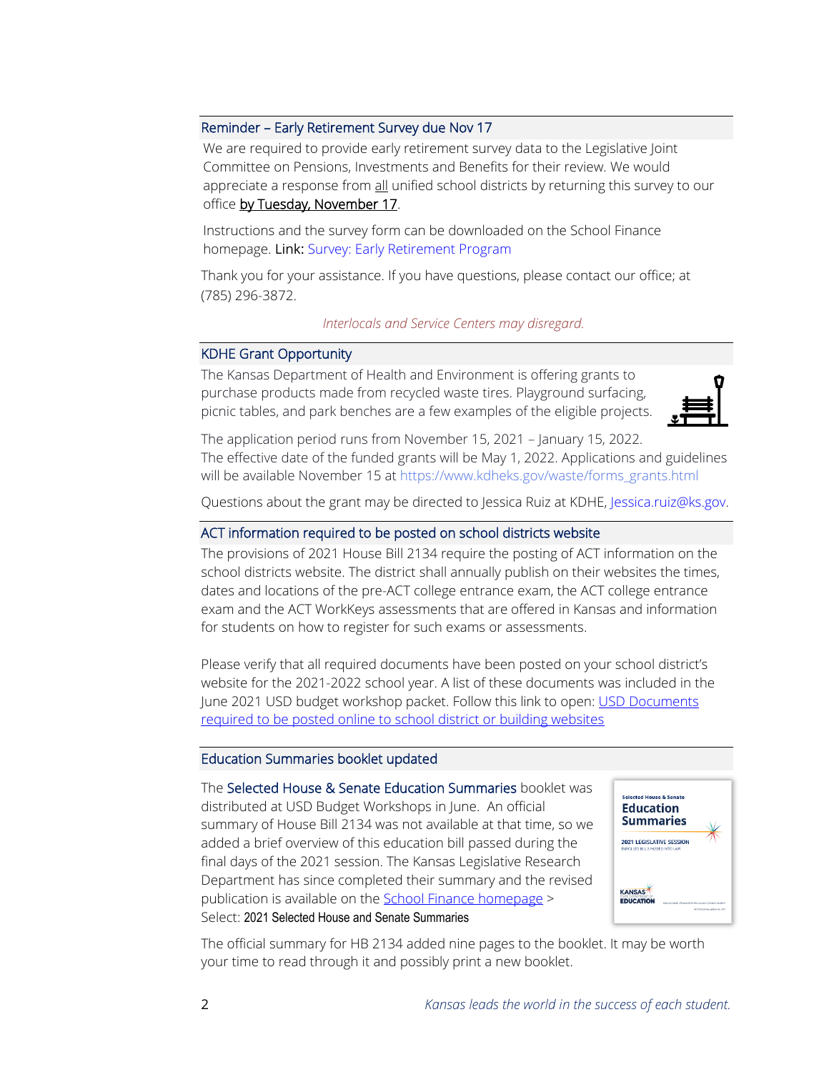## Reminder – Early Retirement Survey due Nov 17

We are required to provide early retirement survey data to the Legislative Joint Committee on Pensions, Investments and Benefits for their review. We would appreciate a response from <u>all</u> unified school districts by returning this survey to our office <u>by Tuesday, November 17</u>.

Instructions and the survey form can be downloaded on the School Finance homepage. **Link:** Survey: Early Retirement Program

Thank you for your assistance. If you have questions, please contact our office; at (785) 296-3872.

*Interlocals and Service Centers may disregard.*

## KDHE Grant Opportunity

The Kansas Department of Health and Environment is offering grants to purchase products made from recycled waste tires. Playground surfacing, picnic tables, and park benches are a few examples of the eligible projects.

The application period runs from November 15, 2021 – January 15, 2022. The effective date of the funded grants will be May 1, 2022. Applications and guidelines will be available November 15 at https://www.kdheks.gov/waste/forms_grants.html

Questions about the grant may be directed to Jessica Ruiz at KDHE, Jessica.ruiz@ks.gov.

## ACT information required to be posted on school districts website

The provisions of 2021 House Bill 2134 require the posting of ACT information on the school districts website. The district shall annually publish on their websites the times, dates and locations of the pre-ACT college entrance exam, the ACT college entrance exam and the ACT WorkKeys assessments that are offered in Kansas and information for students on how to register for such exams or assessments.

Please verify that all required documents have been posted on your school district's website for the 2021-2022 school year. A list of these documents was included in the June 2021 USD budget workshop packet. Follow this link to open: USD Documents required to be posted online to school district or building websites

## Education Summaries booklet updated

The Selected House & Senate Education Summaries booklet was distributed at USD Budget Workshops in June. An official summary of House Bill 2134 was not available at that time, so we added a brief overview of this education bill passed during the final days of the 2021 session. The Kansas Legislative Research Department has since completed their summary and the revised publication is available on the School Finance homepage > Select: 2021 Selected House and Senate Summaries

The official summary for HB 2134 added nine pages to the booklet. It may be worth your time to read through it and possibly print a new booklet.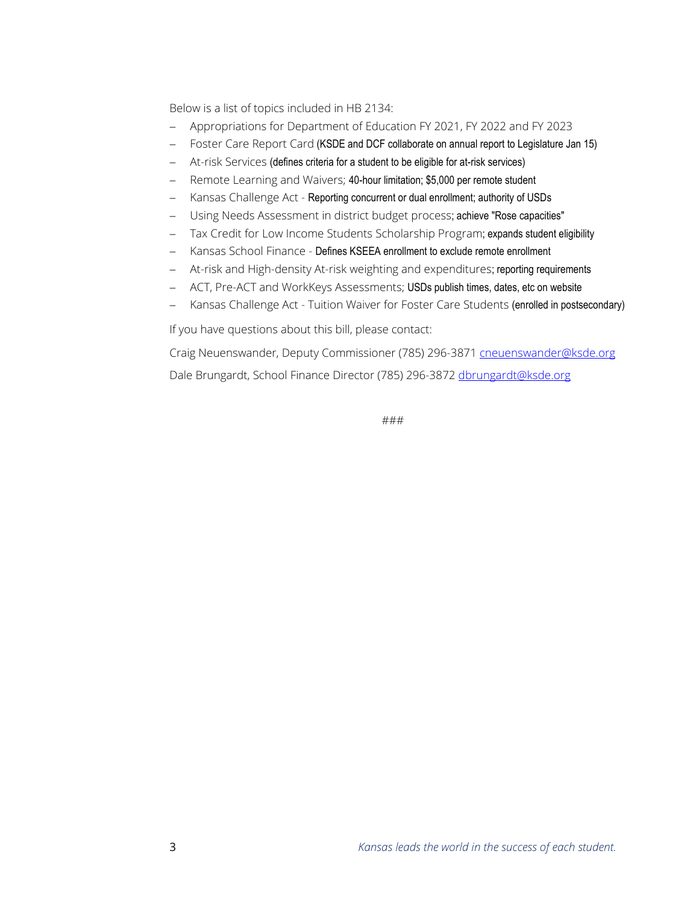Below is a list of topics included in HB 2134:

- Appropriations for Department of Education FY 2021, FY 2022 and FY 2023
- Foster Care Report Card (KSDE and DCF collaborate on annual report to Legislature Jan 15)
- At-risk Services (defines criteria for a student to be eligible for at-risk services)
- Remote Learning and Waivers; 40-hour limitation; $5,000 per remote student
- Kansas Challenge Act - Reporting concurrent or dual enrollment; authority of USDs
- Using Needs Assessment in district budget process; achieve "Rose capacities"
- Tax Credit for Low Income Students Scholarship Program; expands student eligibility
- Kansas School Finance - Defines KSEEA enrollment to exclude remote enrollment
- At-risk and High-density At-risk weighting and expenditures; reporting requirements
- ACT, Pre-ACT and WorkKeys Assessments; USDs publish times, dates, etc on website
- Kansas Challenge Act - Tuition Waiver for Foster Care Students (enrolled in postsecondary)

If you have questions about this bill, please contact:

Craig Neuenswander, Deputy Commissioner (785) 296-3871 cneuenswander@ksde.org

Dale Brungardt, School Finance Director (785) 296-3872 dbrungardt@ksde.org

###

*Kansas leads the world in the success of each student.*